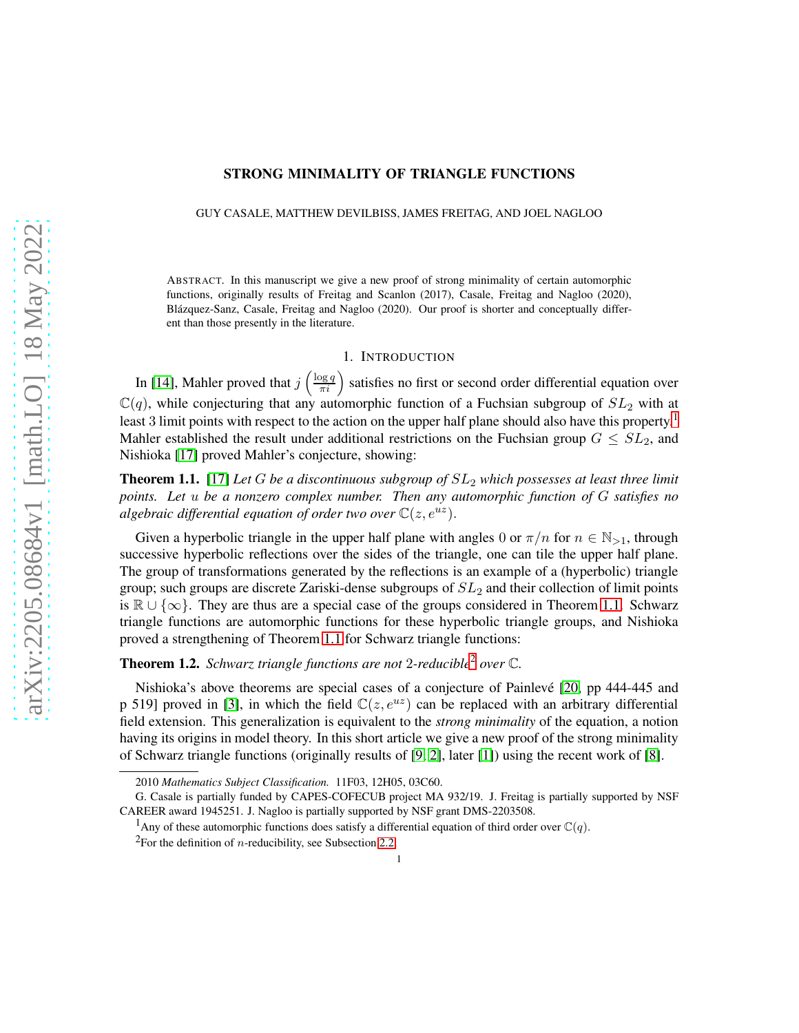# STRONG MINIMALITY OF TRIANGLE FUNCTIONS

GUY CASALE, MATTHEW DEVILBISS, JAMES FREITAG, AND JOEL NAGLOO

ABSTRACT. In this manuscript we give a new proof of strong minimality of certain automorphic functions, originally results of Freitag and Scanlon (2017), Casale, Freitag and Nagloo (2020), Blázquez-Sanz, Casale, Freitag and Nagloo (2020). Our proof is shorter and conceptually different than those presently in the literature.

## 1. INTRODUCTION

In [14], Mahler proved that $j\left(\frac{\log q}{\pi i}\right)$ satisfies no first or second order differential equation over $\mathbb{C}(q)$, while conjecturing that any automorphic function of a Fuchsian subgroup of $SL_2$ with at least 3 limit points with respect to the action on the upper half plane should also have this property.[1] Mahler established the result under additional restrictions on the Fuchsian group $G \leq SL_2$, and Nishioka [17] proved Mahler's conjecture, showing:

**Theorem 1.1.** [17] *Let $G$ be a discontinuous subgroup of $SL_2$ which possesses at least three limit points. Let $u$ be a nonzero complex number. Then any automorphic function of $G$ satisfies no algebraic differential equation of order two over $\mathbb{C}(z, e^{uz})$.*

Given a hyperbolic triangle in the upper half plane with angles 0 or $\pi/n$ for $n \in \mathbb{N}_{>1}$, through successive hyperbolic reflections over the sides of the triangle, one can tile the upper half plane. The group of transformations generated by the reflections is an example of a (hyperbolic) triangle group; such groups are discrete Zariski-dense subgroups of $SL_2$ and their collection of limit points is $\mathbb{R} \cup \{\infty\}$. They are thus are a special case of the groups considered in Theorem 1.1. Schwarz triangle functions are automorphic functions for these hyperbolic triangle groups, and Nishioka proved a strengthening of Theorem 1.1 for Schwarz triangle functions:

**Theorem 1.2.** *Schwarz triangle functions are not 2-reducible[2] over $\mathbb{C}$.*

Nishioka's above theorems are special cases of a conjecture of Painlevé [20, pp 444-445 and p 519] proved in [3], in which the field $\mathbb{C}(z, e^{uz})$ can be replaced with an arbitrary differential field extension. This generalization is equivalent to the *strong minimality* of the equation, a notion having its origins in model theory. In this short article we give a new proof of the strong minimality of Schwarz triangle functions (originally results of [9, 2], later [1]) using the recent work of [8].

2010 *Mathematics Subject Classification.* 11F03, 12H05, 03C60.

G. Casale is partially funded by CAPES-COFECUB project MA 932/19. J. Freitag is partially supported by NSF CAREER award 1945251. J. Nagloo is partially supported by NSF grant DMS-2203508.

[1] Any of these automorphic functions does satisfy a differential equation of third order over $\mathbb{C}(q)$.

[2] For the definition of $n$-reducibility, see Subsection 2.2.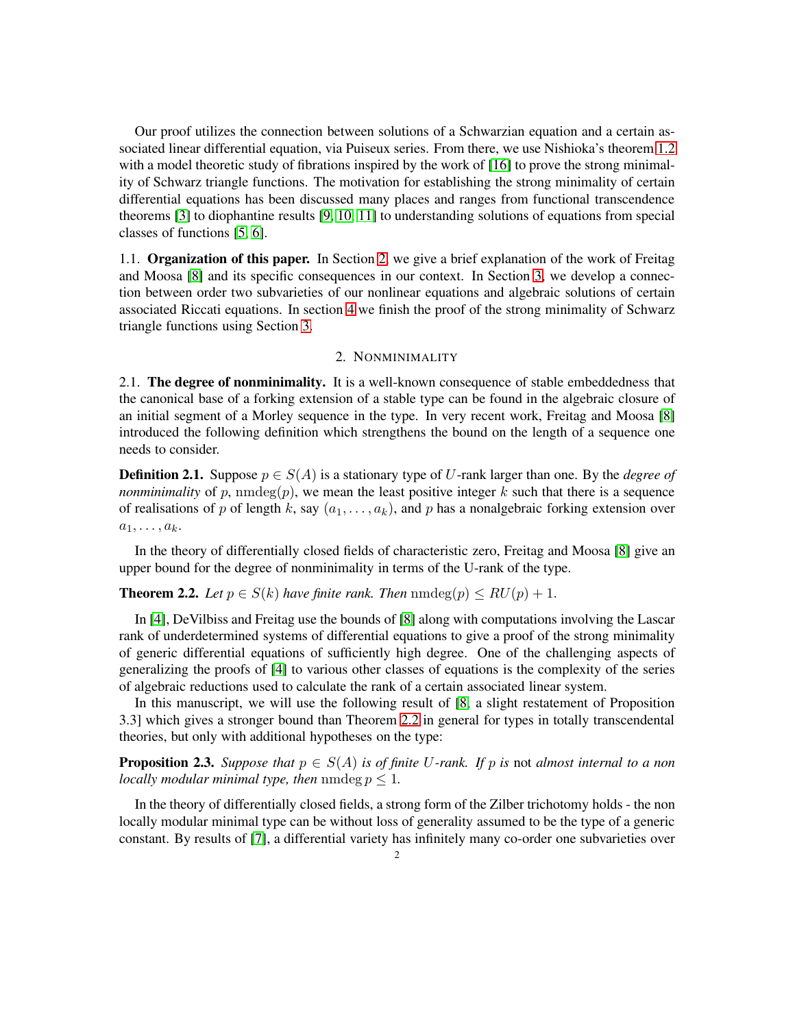Our proof utilizes the connection between solutions of a Schwarzian equation and a certain associated linear differential equation, via Puiseux series. From there, we use Nishioka's theorem 1.2 with a model theoretic study of fibrations inspired by the work of [16] to prove the strong minimality of Schwarz triangle functions. The motivation for establishing the strong minimality of certain differential equations has been discussed many places and ranges from functional transcendence theorems [3] to diophantine results [9, 10, 11] to understanding solutions of equations from special classes of functions [5, 6].

1.1. **Organization of this paper.** In Section 2, we give a brief explanation of the work of Freitag and Moosa [8] and its specific consequences in our context. In Section 3, we develop a connection between order two subvarieties of our nonlinear equations and algebraic solutions of certain associated Riccati equations. In section 4 we finish the proof of the strong minimality of Schwarz triangle functions using Section 3.

## 2. Nonminimality

2.1. **The degree of nonminimality.** It is a well-known consequence of stable embeddedness that the canonical base of a forking extension of a stable type can be found in the algebraic closure of an initial segment of a Morley sequence in the type. In very recent work, Freitag and Moosa [8] introduced the following definition which strengthens the bound on the length of a sequence one needs to consider.

**Definition 2.1.** Suppose $p \in S(A)$ is a stationary type of $U$-rank larger than one. By the *degree of nonminimality* of $p$, $\operatorname{nmdeg}(p)$, we mean the least positive integer $k$ such that there is a sequence of realisations of $p$ of length $k$, say $(a_1, \ldots, a_k)$, and $p$ has a nonalgebraic forking extension over $a_1, \ldots, a_k$.

In the theory of differentially closed fields of characteristic zero, Freitag and Moosa [8] give an upper bound for the degree of nonminimality in terms of the U-rank of the type.

**Theorem 2.2.** *Let $p \in S(k)$ have finite rank. Then $\operatorname{nmdeg}(p) \leq RU(p) + 1$.*

In [4], DeVilbiss and Freitag use the bounds of [8] along with computations involving the Lascar rank of underdetermined systems of differential equations to give a proof of the strong minimality of generic differential equations of sufficiently high degree. One of the challenging aspects of generalizing the proofs of [4] to various other classes of equations is the complexity of the series of algebraic reductions used to calculate the rank of a certain associated linear system.

In this manuscript, we will use the following result of [8, a slight restatement of Proposition 3.3] which gives a stronger bound than Theorem 2.2 in general for types in totally transcendental theories, but only with additional hypotheses on the type:

**Proposition 2.3.** *Suppose that $p \in S(A)$ is of finite $U$-rank. If $p$ is* not *almost internal to a non locally modular minimal type, then $\operatorname{nmdeg} p \leq 1$.*

In the theory of differentially closed fields, a strong form of the Zilber trichotomy holds - the non locally modular minimal type can be without loss of generality assumed to be the type of a generic constant. By results of [7], a differential variety has infinitely many co-order one subvarieties over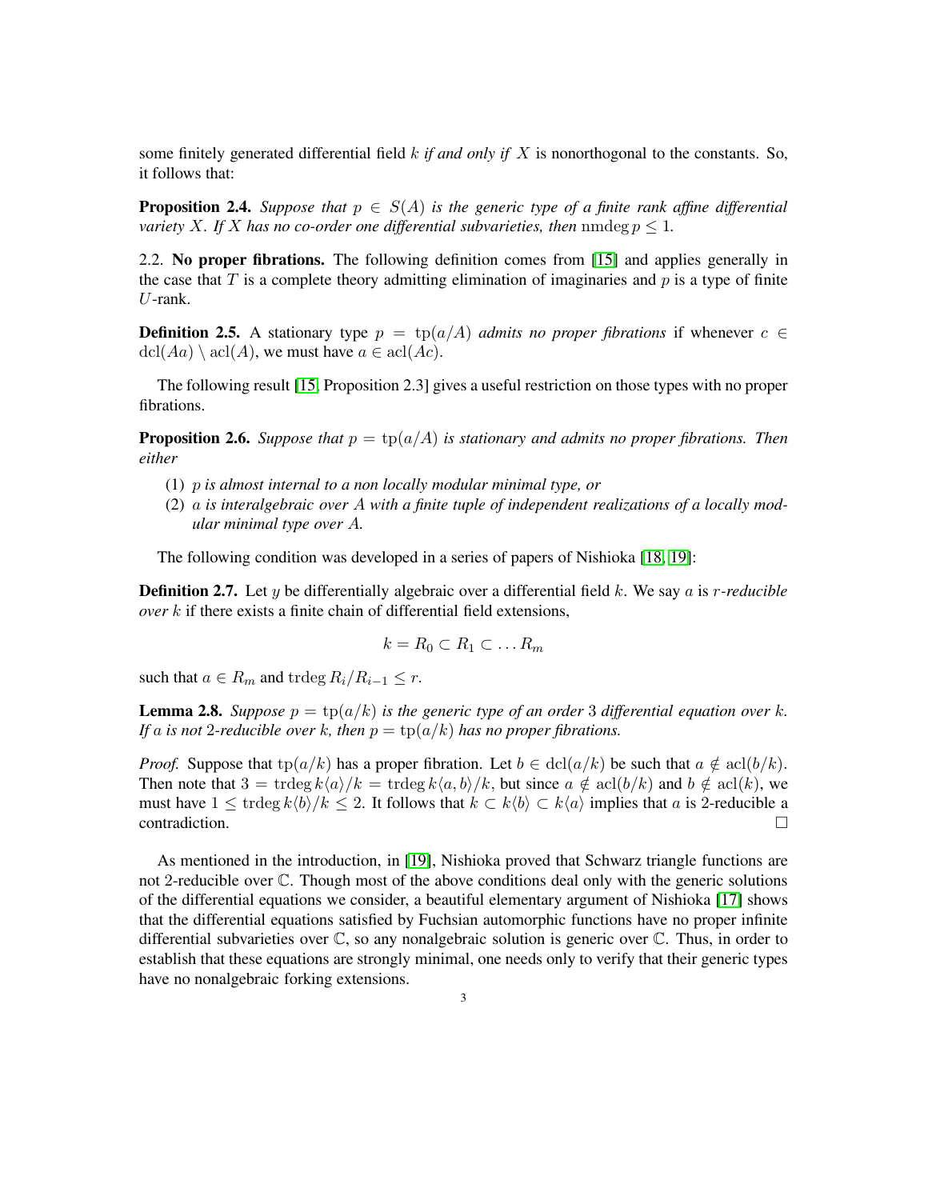some finitely generated differential field $k$ *if and only if* $X$ is nonorthogonal to the constants. So, it follows that:

**Proposition 2.4.** *Suppose that $p \in S(A)$ is the generic type of a finite rank affine differential variety $X$. If $X$ has no co-order one differential subvarieties, then $\operatorname{nmdeg} p \leq 1$.*

2.2. **No proper fibrations.** The following definition comes from [15] and applies generally in the case that $T$ is a complete theory admitting elimination of imaginaries and $p$ is a type of finite $U$-rank.

**Definition 2.5.** A stationary type $p = \operatorname{tp}(a/A)$ *admits no proper fibrations* if whenever $c \in \operatorname{dcl}(Aa) \setminus \operatorname{acl}(A)$, we must have $a \in \operatorname{acl}(Ac)$.

The following result [15, Proposition 2.3] gives a useful restriction on those types with no proper fibrations.

**Proposition 2.6.** *Suppose that $p = \operatorname{tp}(a/A)$ is stationary and admits no proper fibrations. Then either*

1. *$p$ is almost internal to a non locally modular minimal type, or*
2. *$a$ is interalgebraic over $A$ with a finite tuple of independent realizations of a locally modular minimal type over $A$.*

The following condition was developed in a series of papers of Nishioka [18, 19]:

**Definition 2.7.** Let $y$ be differentially algebraic over a differential field $k$. We say $a$ is *$r$-reducible over $k$* if there exists a finite chain of differential field extensions,

$$k = R_0 \subset R_1 \subset \dots R_m$$

such that $a \in R_m$ and $\operatorname{trdeg} R_i/R_{i-1} \leq r$.

**Lemma 2.8.** *Suppose $p = \operatorname{tp}(a/k)$ is the generic type of an order 3 differential equation over $k$. If $a$ is not 2-reducible over $k$, then $p = \operatorname{tp}(a/k)$ has no proper fibrations.*

*Proof.* Suppose that $\operatorname{tp}(a/k)$ has a proper fibration. Let $b \in \operatorname{dcl}(a/k)$ be such that $a \notin \operatorname{acl}(b/k)$. Then note that $3 = \operatorname{trdeg} k\langle a\rangle/k = \operatorname{trdeg} k\langle a, b\rangle/k$, but since $a \notin \operatorname{acl}(b/k)$ and $b \notin \operatorname{acl}(k)$, we must have $1 \leq \operatorname{trdeg} k\langle b\rangle/k \leq 2$. It follows that $k \subset k\langle b\rangle \subset k\langle a\rangle$ implies that $a$ is 2-reducible a contradiction. □

As mentioned in the introduction, in [19], Nishioka proved that Schwarz triangle functions are not 2-reducible over $\mathbb{C}$. Though most of the above conditions deal only with the generic solutions of the differential equations we consider, a beautiful elementary argument of Nishioka [17] shows that the differential equations satisfied by Fuchsian automorphic functions have no proper infinite differential subvarieties over $\mathbb{C}$, so any nonalgebraic solution is generic over $\mathbb{C}$. Thus, in order to establish that these equations are strongly minimal, one needs only to verify that their generic types have no nonalgebraic forking extensions.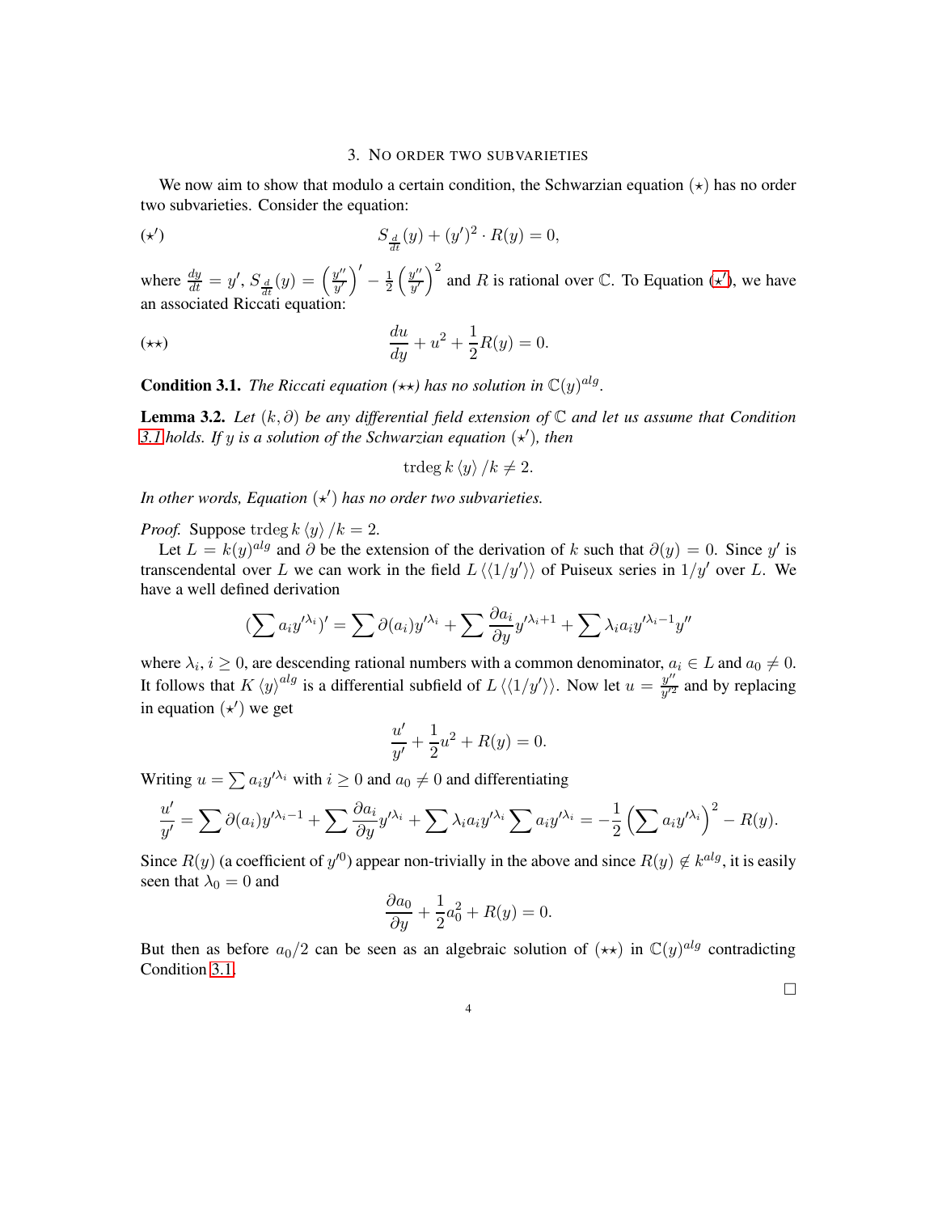## 3. No order two subvarieties

We now aim to show that modulo a certain condition, the Schwarzian equation $(\star)$ has no order two subvarieties. Consider the equation:

$$(\star') \qquad S_{\frac{d}{dt}}(y) + (y')^2 \cdot R(y) = 0,$$

where $\frac{dy}{dt} = y'$, $S_{\frac{d}{dt}}(y) = \left(\frac{y''}{y'}\right)' - \frac{1}{2}\left(\frac{y''}{y'}\right)^2$ and $R$ is rational over $\mathbb{C}$. To Equation $(\star')$, we have an associated Riccati equation:

$$(\star\star) \qquad \frac{du}{dy} + u^2 + \frac{1}{2}R(y) = 0.$$

**Condition 3.1.** *The Riccati equation $(\star\star)$ has no solution in $\mathbb{C}(y)^{alg}$.*

**Lemma 3.2.** *Let $(k, \partial)$ be any differential field extension of $\mathbb{C}$ and let us assume that Condition 3.1 holds. If $y$ is a solution of the Schwarzian equation $(\star')$, then*

$$\operatorname{trdeg} k\langle y\rangle / k \neq 2.$$

*In other words, Equation $(\star')$ has no order two subvarieties.*

*Proof.* Suppose $\operatorname{trdeg} k\langle y\rangle / k = 2$.

Let $L = k(y)^{alg}$ and $\partial$ be the extension of the derivation of $k$ such that $\partial(y) = 0$. Since $y'$ is transcendental over $L$ we can work in the field $L\langle\langle 1/y'\rangle\rangle$ of Puiseux series in $1/y'$ over $L$. We have a well defined derivation

$$\left(\sum a_i y'^{\lambda_i}\right)' = \sum \partial(a_i) y'^{\lambda_i} + \sum \frac{\partial a_i}{\partial y} y'^{\lambda_i+1} + \sum \lambda_i a_i y'^{\lambda_i - 1} y''$$

where $\lambda_i$, $i \geq 0$, are descending rational numbers with a common denominator, $a_i \in L$ and $a_0 \neq 0$. It follows that $K\langle y\rangle^{alg}$ is a differential subfield of $L\langle\langle 1/y'\rangle\rangle$. Now let $u = \frac{y''}{y'^2}$ and by replacing in equation $(\star')$ we get

$$\frac{u'}{y'} + \frac{1}{2}u^2 + R(y) = 0.$$

Writing $u = \sum a_i y'^{\lambda_i}$ with $i \geq 0$ and $a_0 \neq 0$ and differentiating

$$\frac{u'}{y'} = \sum \partial(a_i) y'^{\lambda_i - 1} + \sum \frac{\partial a_i}{\partial y} y'^{\lambda_i} + \sum \lambda_i a_i y'^{\lambda_i} \sum a_i y'^{\lambda_i} = -\frac{1}{2}\left(\sum a_i y'^{\lambda_i}\right)^2 - R(y).$$

Since $R(y)$ (a coefficient of $y'^0$) appear non-trivially in the above and since $R(y) \notin k^{alg}$, it is easily seen that $\lambda_0 = 0$ and

$$\frac{\partial a_0}{\partial y} + \frac{1}{2}a_0^2 + R(y) = 0.$$

But then as before $a_0/2$ can be seen as an algebraic solution of $(\star\star)$ in $\mathbb{C}(y)^{alg}$ contradicting Condition 3.1. $\square$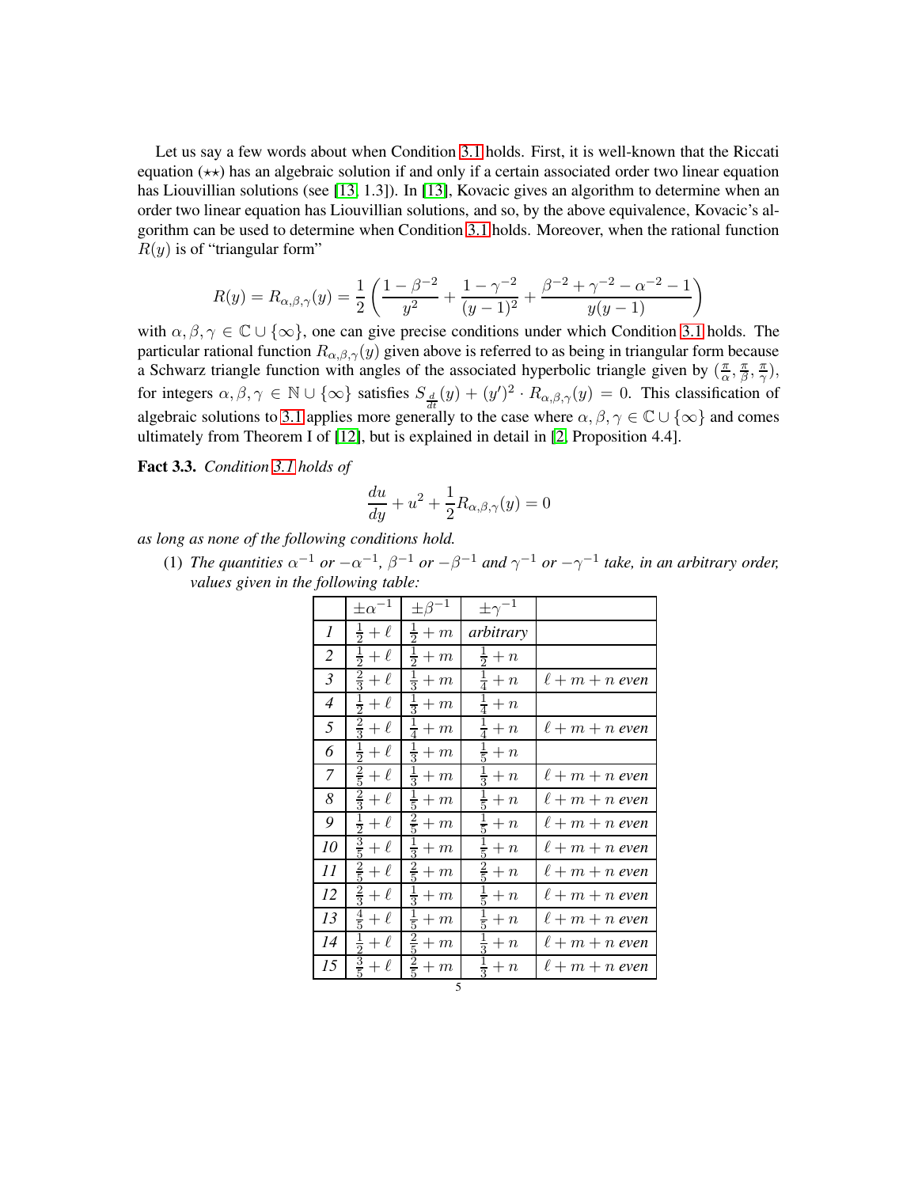Let us say a few words about when Condition 3.1 holds. First, it is well-known that the Riccati equation ($\star\star$) has an algebraic solution if and only if a certain associated order two linear equation has Liouvillian solutions (see [13, 1.3]). In [13], Kovacic gives an algorithm to determine when an order two linear equation has Liouvillian solutions, and so, by the above equivalence, Kovacic's algorithm can be used to determine when Condition 3.1 holds. Moreover, when the rational function $R(y)$ is of "triangular form"

$$R(y) = R_{\alpha,\beta,\gamma}(y) = \frac{1}{2}\left(\frac{1-\beta^{-2}}{y^2} + \frac{1-\gamma^{-2}}{(y-1)^2} + \frac{\beta^{-2}+\gamma^{-2}-\alpha^{-2}-1}{y(y-1)}\right)$$

with $\alpha, \beta, \gamma \in \mathbb{C} \cup \{\infty\}$, one can give precise conditions under which Condition 3.1 holds. The particular rational function $R_{\alpha,\beta,\gamma}(y)$ given above is referred to as being in triangular form because a Schwarz triangle function with angles of the associated hyperbolic triangle given by $(\frac{\pi}{\alpha}, \frac{\pi}{\beta}, \frac{\pi}{\gamma})$, for integers $\alpha, \beta, \gamma \in \mathbb{N} \cup \{\infty\}$ satisfies $S_{\frac{d}{dt}}(y) + (y')^2 \cdot R_{\alpha,\beta,\gamma}(y) = 0$. This classification of algebraic solutions to 3.1 applies more generally to the case where $\alpha, \beta, \gamma \in \mathbb{C} \cup \{\infty\}$ and comes ultimately from Theorem I of [12], but is explained in detail in [2, Proposition 4.4].

**Fact 3.3.** *Condition 3.1 holds of*

$$\frac{du}{dy} + u^2 + \frac{1}{2}R_{\alpha,\beta,\gamma}(y) = 0$$

*as long as none of the following conditions hold.*

(1) *The quantities $\alpha^{-1}$ or $-\alpha^{-1}$, $\beta^{-1}$ or $-\beta^{-1}$ and $\gamma^{-1}$ or $-\gamma^{-1}$ take, in an arbitrary order, values given in the following table:*

| | $\pm\alpha^{-1}$ | $\pm\beta^{-1}$ | $\pm\gamma^{-1}$ | |
|---|---|---|---|---|
| 1 | $\frac{1}{2}+\ell$ | $\frac{1}{2}+m$ | *arbitrary* | |
| 2 | $\frac{1}{2}+\ell$ | $\frac{1}{2}+m$ | $\frac{1}{2}+n$ | |
| 3 | $\frac{2}{3}+\ell$ | $\frac{1}{3}+m$ | $\frac{1}{4}+n$ | $\ell+m+n$ *even* |
| 4 | $\frac{1}{2}+\ell$ | $\frac{1}{3}+m$ | $\frac{1}{4}+n$ | |
| 5 | $\frac{2}{3}+\ell$ | $\frac{1}{4}+m$ | $\frac{1}{4}+n$ | $\ell+m+n$ *even* |
| 6 | $\frac{1}{2}+\ell$ | $\frac{1}{3}+m$ | $\frac{1}{5}+n$ | |
| 7 | $\frac{2}{5}+\ell$ | $\frac{1}{3}+m$ | $\frac{1}{3}+n$ | $\ell+m+n$ *even* |
| 8 | $\frac{2}{3}+\ell$ | $\frac{1}{5}+m$ | $\frac{1}{5}+n$ | $\ell+m+n$ *even* |
| 9 | $\frac{1}{2}+\ell$ | $\frac{2}{5}+m$ | $\frac{1}{5}+n$ | $\ell+m+n$ *even* |
| 10 | $\frac{3}{5}+\ell$ | $\frac{1}{3}+m$ | $\frac{1}{5}+n$ | $\ell+m+n$ *even* |
| 11 | $\frac{2}{5}+\ell$ | $\frac{2}{5}+m$ | $\frac{2}{5}+n$ | $\ell+m+n$ *even* |
| 12 | $\frac{2}{3}+\ell$ | $\frac{1}{3}+m$ | $\frac{1}{5}+n$ | $\ell+m+n$ *even* |
| 13 | $\frac{4}{5}+\ell$ | $\frac{1}{5}+m$ | $\frac{1}{5}+n$ | $\ell+m+n$ *even* |
| 14 | $\frac{1}{2}+\ell$ | $\frac{2}{5}+m$ | $\frac{1}{3}+n$ | $\ell+m+n$ *even* |
| 15 | $\frac{3}{5}+\ell$ | $\frac{2}{5}+m$ | $\frac{1}{3}+n$ | $\ell+m+n$ *even* |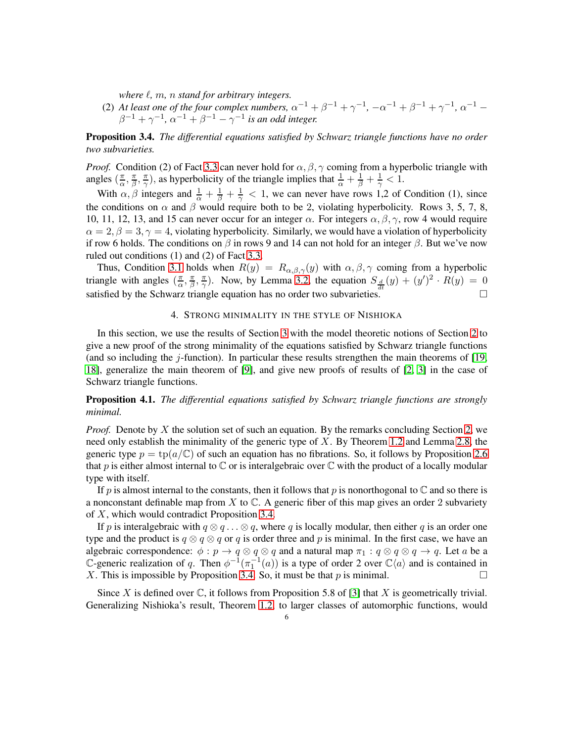*where $\ell$, $m$, $n$ stand for arbitrary integers.*

(2) *At least one of the four complex numbers, $\alpha^{-1}+\beta^{-1}+\gamma^{-1}$, $-\alpha^{-1}+\beta^{-1}+\gamma^{-1}$, $\alpha^{-1}-\beta^{-1}+\gamma^{-1}$, $\alpha^{-1}+\beta^{-1}-\gamma^{-1}$ is an odd integer.*

**Proposition 3.4.** *The differential equations satisfied by Schwarz triangle functions have no order two subvarieties.*

*Proof.* Condition (2) of Fact 3.3 can never hold for $\alpha, \beta, \gamma$ coming from a hyperbolic triangle with angles $(\frac{\pi}{\alpha}, \frac{\pi}{\beta}, \frac{\pi}{\gamma})$, as hyperbolicity of the triangle implies that $\frac{1}{\alpha}+\frac{1}{\beta}+\frac{1}{\gamma}<1$.

With $\alpha, \beta$ integers and $\frac{1}{\alpha}+\frac{1}{\beta}+\frac{1}{\gamma}<1$, we can never have rows 1,2 of Condition (1), since the conditions on $\alpha$ and $\beta$ would require both to be 2, violating hyperbolicity. Rows 3, 5, 7, 8, 10, 11, 12, 13, and 15 can never occur for an integer $\alpha$. For integers $\alpha, \beta, \gamma$, row 4 would require $\alpha = 2, \beta = 3, \gamma = 4$, violating hyperbolicity. Similarly, we would have a violation of hyperbolicity if row 6 holds. The conditions on $\beta$ in rows 9 and 14 can not hold for an integer $\beta$. But we've now ruled out conditions (1) and (2) of Fact 3.3.

Thus, Condition 3.1 holds when $R(y) = R_{\alpha,\beta,\gamma}(y)$ with $\alpha, \beta, \gamma$ coming from a hyperbolic triangle with angles $(\frac{\pi}{\alpha}, \frac{\pi}{\beta}, \frac{\pi}{\gamma})$. Now, by Lemma 3.2, the equation $S_{\frac{d}{dt}}(y) + (y')^2 \cdot R(y) = 0$ satisfied by the Schwarz triangle equation has no order two subvarieties. □

## 4. Strong minimality in the style of Nishioka

In this section, we use the results of Section 3 with the model theoretic notions of Section 2 to give a new proof of the strong minimality of the equations satisfied by Schwarz triangle functions (and so including the $j$-function). In particular these results strengthen the main theorems of [19, 18], generalize the main theorem of [9], and give new proofs of results of [2, 3] in the case of Schwarz triangle functions.

**Proposition 4.1.** *The differential equations satisfied by Schwarz triangle functions are strongly minimal.*

*Proof.* Denote by $X$ the solution set of such an equation. By the remarks concluding Section 2, we need only establish the minimality of the generic type of $X$. By Theorem 1.2 and Lemma 2.8, the generic type $p = \mathrm{tp}(a/\mathbb{C})$ of such an equation has no fibrations. So, it follows by Proposition 2.6 that $p$ is either almost internal to $\mathbb{C}$ or is interalgebraic over $\mathbb{C}$ with the product of a locally modular type with itself.

If $p$ is almost internal to the constants, then it follows that $p$ is nonorthogonal to $\mathbb{C}$ and so there is a nonconstant definable map from $X$ to $\mathbb{C}$. A generic fiber of this map gives an order 2 subvariety of $X$, which would contradict Proposition 3.4.

If $p$ is interalgebraic with $q \otimes q \ldots \otimes q$, where $q$ is locally modular, then either $q$ is an order one type and the product is $q \otimes q \otimes q$ or $q$ is order three and $p$ is minimal. In the first case, we have an algebraic correspondence: $\phi : p \to q \otimes q \otimes q$ and a natural map $\pi_1 : q \otimes q \otimes q \to q$. Let $a$ be a $\mathbb{C}$-generic realization of $q$. Then $\phi^{-1}(\pi_1^{-1}(a))$ is a type of order 2 over $\mathbb{C}\langle a\rangle$ and is contained in $X$. This is impossible by Proposition 3.4. So, it must be that $p$ is minimal. □

Since $X$ is defined over $\mathbb{C}$, it follows from Proposition 5.8 of [3] that $X$ is geometrically trivial. Generalizing Nishioka's result, Theorem 1.2, to larger classes of automorphic functions, would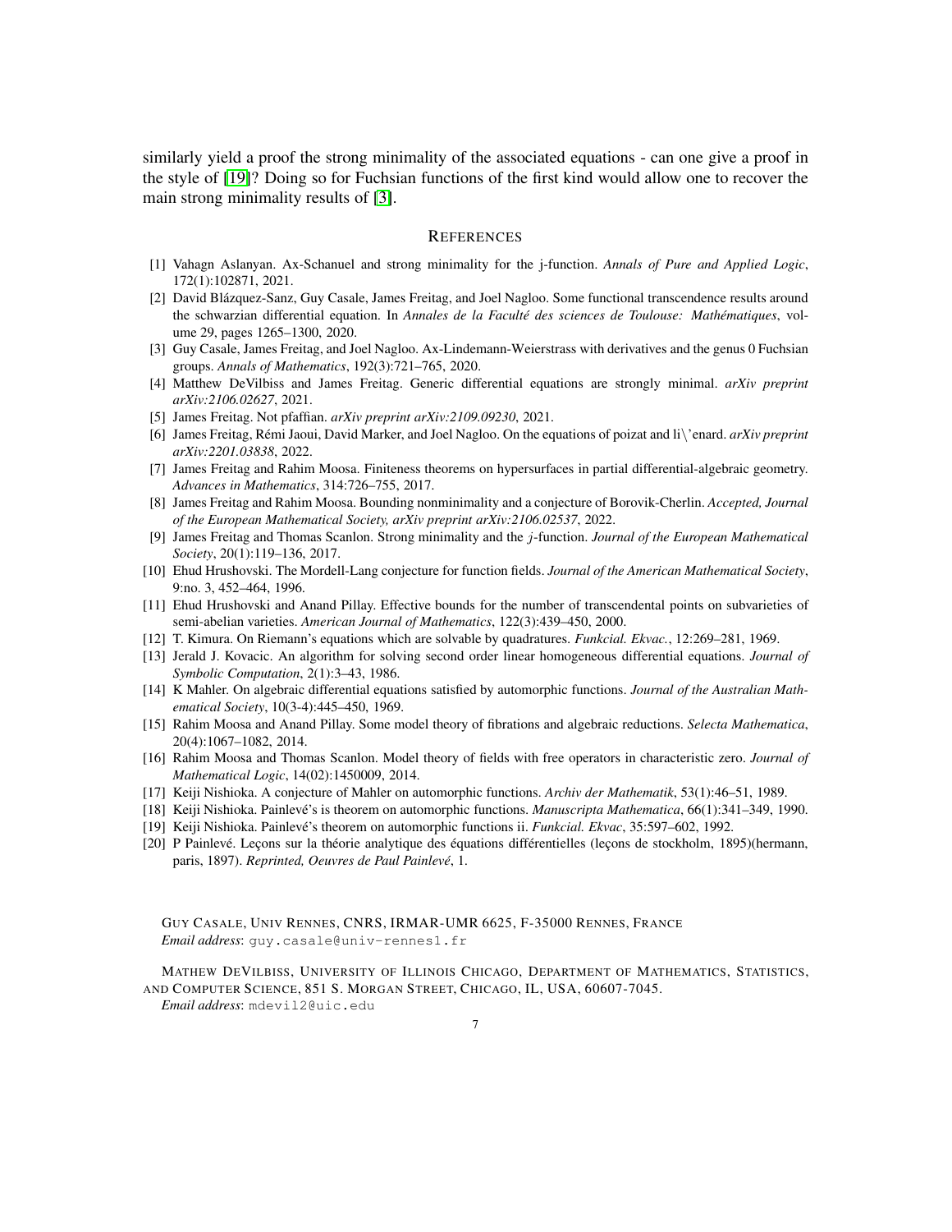similarly yield a proof the strong minimality of the associated equations - can one give a proof in the style of [19]? Doing so for Fuchsian functions of the first kind would allow one to recover the main strong minimality results of [3].

## References

[1] Vahagn Aslanyan. Ax-Schanuel and strong minimality for the j-function. *Annals of Pure and Applied Logic*, 172(1):102871, 2021.

[2] David Blázquez-Sanz, Guy Casale, James Freitag, and Joel Nagloo. Some functional transcendence results around the schwarzian differential equation. In *Annales de la Faculté des sciences de Toulouse: Mathématiques*, volume 29, pages 1265–1300, 2020.

[3] Guy Casale, James Freitag, and Joel Nagloo. Ax-Lindemann-Weierstrass with derivatives and the genus 0 Fuchsian groups. *Annals of Mathematics*, 192(3):721–765, 2020.

[4] Matthew DeVilbiss and James Freitag. Generic differential equations are strongly minimal. *arXiv preprint arXiv:2106.02627*, 2021.

[5] James Freitag. Not pfaffian. *arXiv preprint arXiv:2109.09230*, 2021.

[6] James Freitag, Rémi Jaoui, David Marker, and Joel Nagloo. On the equations of poizat and li\'enard. *arXiv preprint arXiv:2201.03838*, 2022.

[7] James Freitag and Rahim Moosa. Finiteness theorems on hypersurfaces in partial differential-algebraic geometry. *Advances in Mathematics*, 314:726–755, 2017.

[8] James Freitag and Rahim Moosa. Bounding nonminimality and a conjecture of Borovik-Cherlin. *Accepted, Journal of the European Mathematical Society, arXiv preprint arXiv:2106.02537*, 2022.

[9] James Freitag and Thomas Scanlon. Strong minimality and the $j$-function. *Journal of the European Mathematical Society*, 20(1):119–136, 2017.

[10] Ehud Hrushovski. The Mordell-Lang conjecture for function fields. *Journal of the American Mathematical Society*, 9:no. 3, 452–464, 1996.

[11] Ehud Hrushovski and Anand Pillay. Effective bounds for the number of transcendental points on subvarieties of semi-abelian varieties. *American Journal of Mathematics*, 122(3):439–450, 2000.

[12] T. Kimura. On Riemann's equations which are solvable by quadratures. *Funkcial. Ekvac.*, 12:269–281, 1969.

[13] Jerald J. Kovacic. An algorithm for solving second order linear homogeneous differential equations. *Journal of Symbolic Computation*, 2(1):3–43, 1986.

[14] K Mahler. On algebraic differential equations satisfied by automorphic functions. *Journal of the Australian Mathematical Society*, 10(3-4):445–450, 1969.

[15] Rahim Moosa and Anand Pillay. Some model theory of fibrations and algebraic reductions. *Selecta Mathematica*, 20(4):1067–1082, 2014.

[16] Rahim Moosa and Thomas Scanlon. Model theory of fields with free operators in characteristic zero. *Journal of Mathematical Logic*, 14(02):1450009, 2014.

[17] Keiji Nishioka. A conjecture of Mahler on automorphic functions. *Archiv der Mathematik*, 53(1):46–51, 1989.

[18] Keiji Nishioka. Painlevé's is theorem on automorphic functions. *Manuscripta Mathematica*, 66(1):341–349, 1990.

[19] Keiji Nishioka. Painlevé's theorem on automorphic functions ii. *Funkcial. Ekvac*, 35:597–602, 1992.

[20] P Painlevé. Leçons sur la théorie analytique des équations différentielles (leçons de stockholm, 1895)(hermann, paris, 1897). *Reprinted, Oeuvres de Paul Painlevé*, 1.

Guy Casale, Univ Rennes, CNRS, IRMAR-UMR 6625, F-35000 Rennes, France
*Email address*: guy.casale@univ-rennes1.fr

Mathew DeVilbiss, University of Illinois Chicago, Department of Mathematics, Statistics, and Computer Science, 851 S. Morgan Street, Chicago, IL, USA, 60607-7045.
*Email address*: mdevil2@uic.edu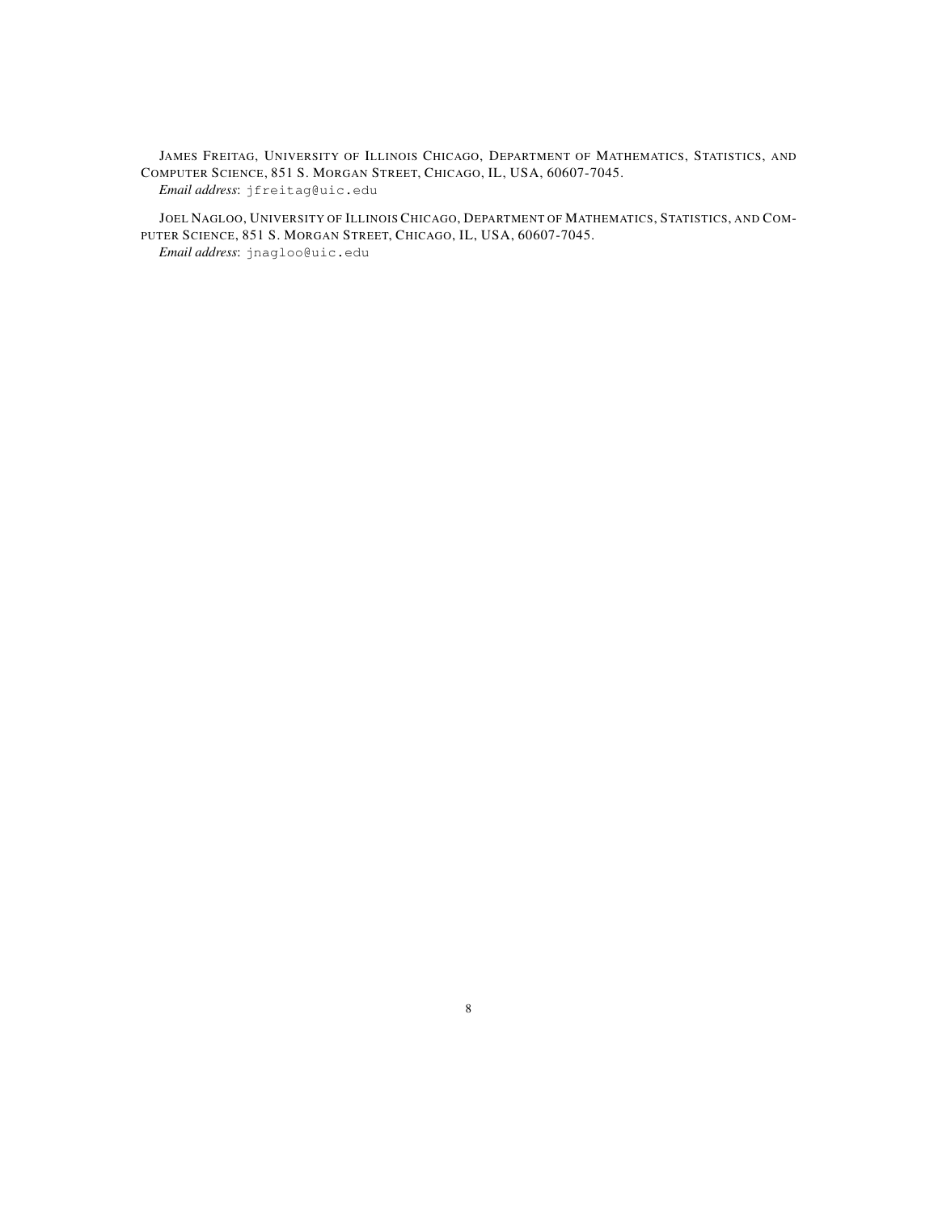JAMES FREITAG, UNIVERSITY OF ILLINOIS CHICAGO, DEPARTMENT OF MATHEMATICS, STATISTICS, AND COMPUTER SCIENCE, 851 S. MORGAN STREET, CHICAGO, IL, USA, 60607-7045.

*Email address*: jfreitag@uic.edu

JOEL NAGLOO, UNIVERSITY OF ILLINOIS CHICAGO, DEPARTMENT OF MATHEMATICS, STATISTICS, AND COMPUTER SCIENCE, 851 S. MORGAN STREET, CHICAGO, IL, USA, 60607-7045.

*Email address*: jnagloo@uic.edu